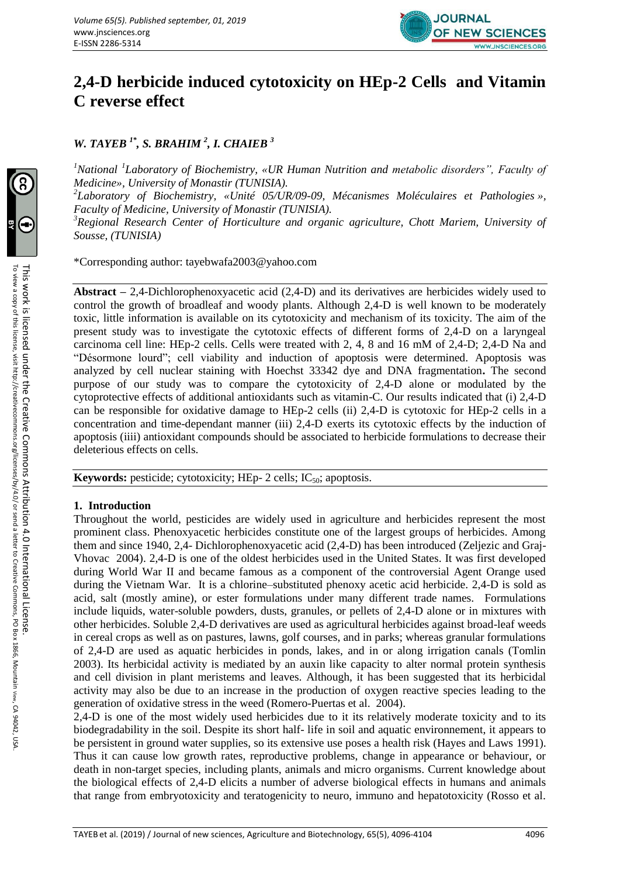# 2,4-D herbicide induced cytotoxicity on HEp-2 Cells and Vitamin C reverse effect

***W. TAYEB [1*], S. BRAHIM [2], I. CHAIEB [3]***

[1]*National [1]Laboratory of Biochemistry, «UR Human Nutrition and metabolic disorders", Faculty of Medicine», University of Monastir (TUNISIA).*

[2]*Laboratory of Biochemistry, «Unité 05/UR/09-09, Mécanismes Moléculaires et Pathologies », Faculty of Medicine, University of Monastir (TUNISIA).*

[3]*Regional Research Center of Horticulture and organic agriculture, Chott Mariem, University of Sousse, (TUNISIA)*

*Corresponding author: tayebwafa2003@yahoo.com

**Abstract –** 2,4-Dichlorophenoxyacetic acid (2,4-D) and its derivatives are herbicides widely used to control the growth of broadleaf and woody plants. Although 2,4-D is well known to be moderately toxic, little information is available on its cytotoxicity and mechanism of its toxicity. The aim of the present study was to investigate the cytotoxic effects of different forms of 2,4-D on a laryngeal carcinoma cell line: HEp-2 cells. Cells were treated with 2, 4, 8 and 16 mM of 2,4-D; 2,4-D Na and "Désormone lourd"; cell viability and induction of apoptosis were determined. Apoptosis was analyzed by cell nuclear staining with Hoechst 33342 dye and DNA fragmentation**.** The second purpose of our study was to compare the cytotoxicity of 2,4-D alone or modulated by the cytoprotective effects of additional antioxidants such as vitamin-C. Our results indicated that (i) 2,4-D can be responsible for oxidative damage to HEp-2 cells (ii) 2,4-D is cytotoxic for HEp-2 cells in a concentration and time-dependant manner (iii) 2,4-D exerts its cytotoxic effects by the induction of apoptosis (iiii) antioxidant compounds should be associated to herbicide formulations to decrease their deleterious effects on cells.

**Keywords:** pesticide; cytotoxicity; HEp- 2 cells; $IC_{50}$; apoptosis.

## 1. Introduction

Throughout the world, pesticides are widely used in agriculture and herbicides represent the most prominent class. Phenoxyacetic herbicides constitute one of the largest groups of herbicides. Among them and since 1940, 2,4- Dichlorophenoxyacetic acid (2,4-D) has been introduced (Zeljezic and Graj-Vhovac 2004). 2,4-D is one of the oldest herbicides used in the United States. It was first developed during World War II and became famous as a component of the controversial Agent Orange used during the Vietnam War. It is a chlorine–substituted phenoxy acetic acid herbicide. 2,4-D is sold as acid, salt (mostly amine), or ester formulations under many different trade names. Formulations include liquids, water-soluble powders, dusts, granules, or pellets of 2,4-D alone or in mixtures with other herbicides. Soluble 2,4-D derivatives are used as agricultural herbicides against broad-leaf weeds in cereal crops as well as on pastures, lawns, golf courses, and in parks; whereas granular formulations of 2,4-D are used as aquatic herbicides in ponds, lakes, and in or along irrigation canals (Tomlin 2003). Its herbicidal activity is mediated by an auxin like capacity to alter normal protein synthesis and cell division in plant meristems and leaves. Although, it has been suggested that its herbicidal activity may also be due to an increase in the production of oxygen reactive species leading to the generation of oxidative stress in the weed (Romero-Puertas et al. 2004).

2,4-D is one of the most widely used herbicides due to it its relatively moderate toxicity and to its biodegradability in the soil. Despite its short half- life in soil and aquatic environnement, it appears to be persistent in ground water supplies, so its extensive use poses a health risk (Hayes and Laws 1991). Thus it can cause low growth rates, reproductive problems, change in appearance or behaviour, or death in non-target species, including plants, animals and micro organisms. Current knowledge about the biological effects of 2,4-D elicits a number of adverse biological effects in humans and animals that range from embryotoxicity and teratogenicity to neuro, immuno and hepatotoxicity (Rosso et al.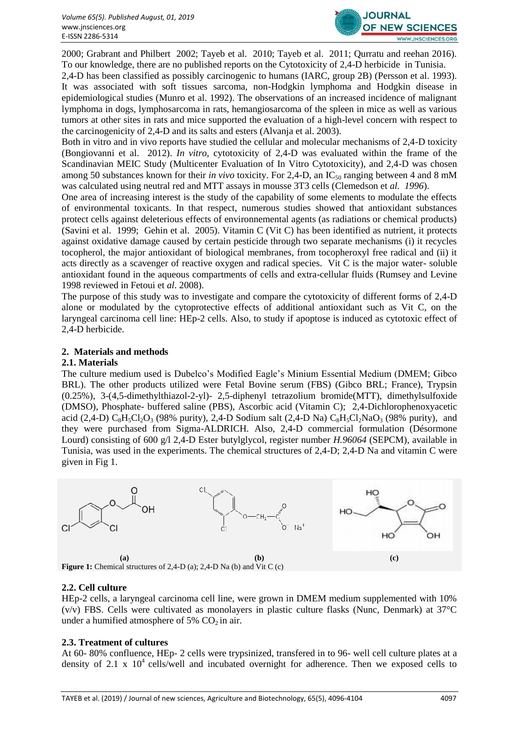2000; Grabrant and Philbert 2002; Tayeb et al. 2010; Tayeb et al. 2011; Qurratu and reehan 2016). To our knowledge, there are no published reports on the Cytotoxicity of 2,4-D herbicide in Tunisia.

2,4-D has been classified as possibly carcinogenic to humans (IARC, group 2B) (Persson et al. 1993). It was associated with soft tissues sarcoma, non-Hodgkin lymphoma and Hodgkin disease in epidemiological studies (Munro et al. 1992). The observations of an increased incidence of malignant lymphoma in dogs, lymphosarcoma in rats, hemangiosarcoma of the spleen in mice as well as various tumors at other sites in rats and mice supported the evaluation of a high-level concern with respect to the carcinogenicity of 2,4-D and its salts and esters (Alvanja et al. 2003).

Both in vitro and in vivo reports have studied the cellular and molecular mechanisms of 2,4-D toxicity (Bongiovanni et al. 2012). *In vitro*, cytotoxicity of 2,4-D was evaluated within the frame of the Scandinavian MEIC Study (Multicenter Evaluation of In Vitro Cytotoxicity), and 2,4-D was chosen among 50 substances known for their *in vivo* toxicity. For 2,4-D, an $IC_{50}$ ranging between 4 and 8 mM was calculated using neutral red and MTT assays in mousse 3T3 cells (Clemedson et *al. 1996*).

One area of increasing interest is the study of the capability of some elements to modulate the effects of environmental toxicants. In that respect, numerous studies showed that antioxidant substances protect cells against deleterious effects of environnemental agents (as radiations or chemical products) (Savini et al. 1999; Gehin et al. 2005). Vitamin C (Vit C) has been identified as nutrient, it protects against oxidative damage caused by certain pesticide through two separate mechanisms (i) it recycles tocopherol, the major antioxidant of biological membranes, from tocopheroxyl free radical and (ii) it acts directly as a scavenger of reactive oxygen and radical species. Vit C is the major water- soluble antioxidant found in the aqueous compartments of cells and extra-cellular fluids (Rumsey and Levine 1998 reviewed in Fetoui et *al*. 2008).

The purpose of this study was to investigate and compare the cytotoxicity of different forms of 2,4-D alone or modulated by the cytoprotective effects of additional antioxidant such as Vit C, on the laryngeal carcinoma cell line: HEp-2 cells. Also, to study if apoptose is induced as cytotoxic effect of 2,4-D herbicide.

## 2. Materials and methods

### 2.1. Materials

The culture medium used is Dubelco's Modified Eagle's Minium Essential Medium (DMEM; Gibco BRL). The other products utilized were Fetal Bovine serum (FBS) (Gibco BRL; France), Trypsin (0.25%), 3-(4,5-dimethylthiazol-2-yl)- 2,5-diphenyl tetrazolium bromide(MTT), dimethylsulfoxide (DMSO), Phosphate- buffered saline (PBS), Ascorbic acid (Vitamin C); 2,4-Dichlorophenoxyacetic acid (2,4-D) $C_8H_5Cl_2O_3$ (98% purity), 2,4-D Sodium salt (2,4-D Na) $C_8H_5Cl_2NaO_3$ (98% purity), and they were purchased from Sigma-ALDRICH. Also, 2,4-D commercial formulation (Désormone Lourd) consisting of 600 g/l 2,4-D Ester butylglycol, register number *H.96064* (SEPCM), available in Tunisia, was used in the experiments. The chemical structures of 2,4-D; 2,4-D Na and vitamin C were given in Fig 1.

**Figure 1:** Chemical structures of 2,4-D (a); 2,4-D Na (b) and Vit C (c)

### 2.2. Cell culture

HEp-2 cells, a laryngeal carcinoma cell line, were grown in DMEM medium supplemented with 10% (v/v) FBS. Cells were cultivated as monolayers in plastic culture flasks (Nunc, Denmark) at 37°C under a humified atmosphere of 5% $CO_2$ in air.

### 2.3. Treatment of cultures

At 60- 80% confluence, HEp- 2 cells were trypsinized, transfered in to 96- well cell culture plates at a density of $2.1 \times 10^4$ cells/well and incubated overnight for adherence. Then we exposed cells to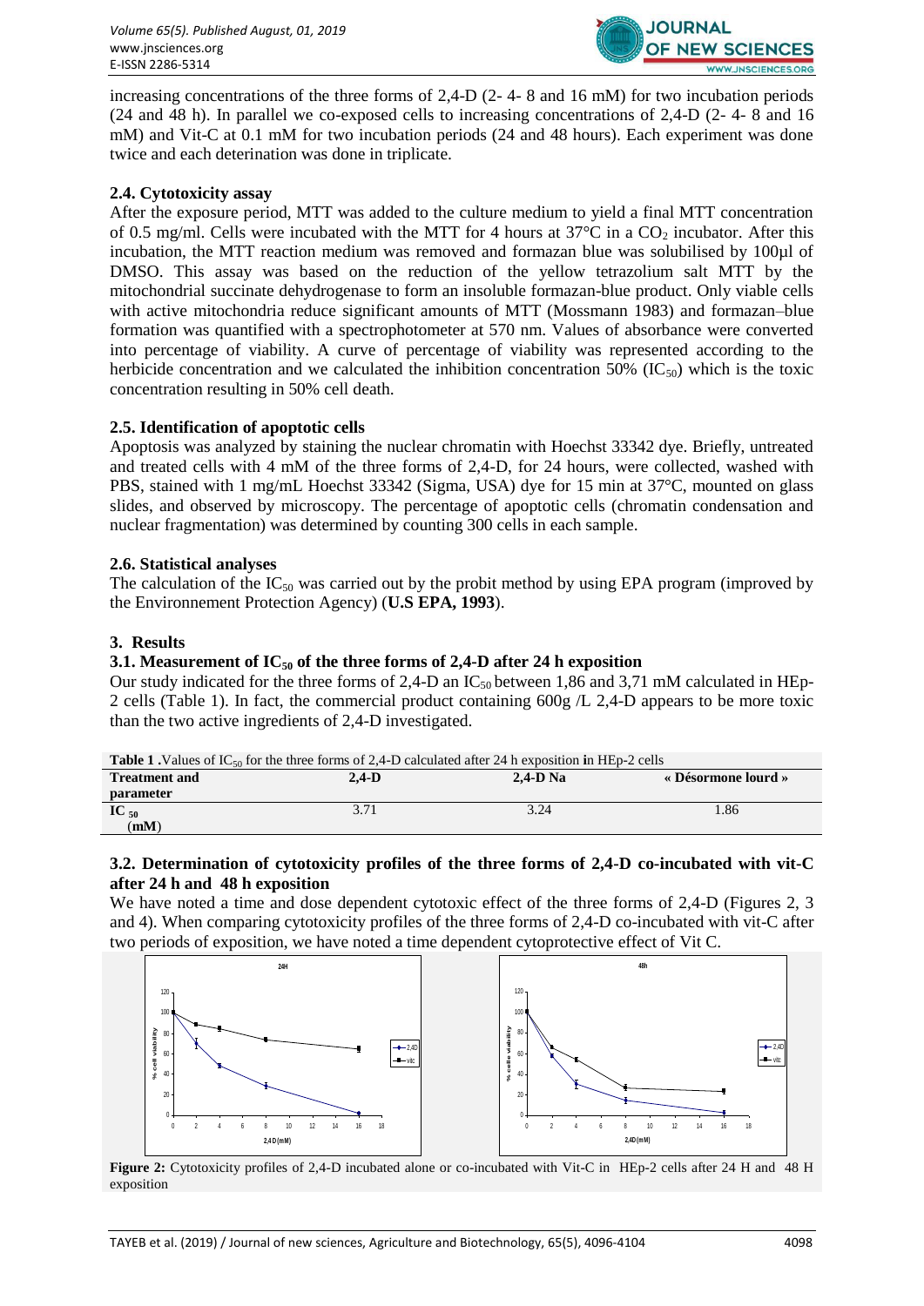increasing concentrations of the three forms of 2,4-D (2- 4- 8 and 16 mM) for two incubation periods (24 and 48 h). In parallel we co-exposed cells to increasing concentrations of 2,4-D (2- 4- 8 and 16 mM) and Vit-C at 0.1 mM for two incubation periods (24 and 48 hours). Each experiment was done twice and each deterination was done in triplicate.

### 2.4. Cytotoxicity assay

After the exposure period, MTT was added to the culture medium to yield a final MTT concentration of 0.5 mg/ml. Cells were incubated with the MTT for 4 hours at 37°C in a $CO_2$ incubator. After this incubation, the MTT reaction medium was removed and formazan blue was solubilised by 100µl of DMSO. This assay was based on the reduction of the yellow tetrazolium salt MTT by the mitochondrial succinate dehydrogenase to form an insoluble formazan-blue product. Only viable cells with active mitochondria reduce significant amounts of MTT (Mossmann 1983) and formazan–blue formation was quantified with a spectrophotometer at 570 nm. Values of absorbance were converted into percentage of viability. A curve of percentage of viability was represented according to the herbicide concentration and we calculated the inhibition concentration 50% ($IC_{50}$) which is the toxic concentration resulting in 50% cell death.

### 2.5. Identification of apoptotic cells

Apoptosis was analyzed by staining the nuclear chromatin with Hoechst 33342 dye. Briefly, untreated and treated cells with 4 mM of the three forms of 2,4-D, for 24 hours, were collected, washed with PBS, stained with 1 mg/mL Hoechst 33342 (Sigma, USA) dye for 15 min at 37°C, mounted on glass slides, and observed by microscopy. The percentage of apoptotic cells (chromatin condensation and nuclear fragmentation) was determined by counting 300 cells in each sample.

### 2.6. Statistical analyses

The calculation of the $IC_{50}$ was carried out by the probit method by using EPA program (improved by the Environnement Protection Agency) (**U.S EPA, 1993**).

## 3. Results

### 3.1. Measurement of $IC_{50}$ of the three forms of 2,4-D after 24 h exposition

Our study indicated for the three forms of 2,4-D an $IC_{50}$ between 1,86 and 3,71 mM calculated in HEp-2 cells (Table 1). In fact, the commercial product containing 600g /L 2,4-D appears to be more toxic than the two active ingredients of 2,4-D investigated.

**Table 1 .**Values of $IC_{50}$ for the three forms of 2,4-D calculated after 24 h exposition in HEp-2 cells

| Treatment and parameter | 2,4-D | 2,4-D Na | « Désormone lourd » |
|---|---|---|---|
| $IC_{50}$ (mM) | 3.71 | 3.24 | 1.86 |

### 3.2. Determination of cytotoxicity profiles of the three forms of 2,4-D co-incubated with vit-C after 24 h and 48 h exposition

We have noted a time and dose dependent cytotoxic effect of the three forms of 2,4-D (Figures 2, 3 and 4). When comparing cytotoxicity profiles of the three forms of 2,4-D co-incubated with vit-C after two periods of exposition, we have noted a time dependent cytoprotective effect of Vit C.

**Figure 2:** Cytotoxicity profiles of 2,4-D incubated alone or co-incubated with Vit-C in HEp-2 cells after 24 H and 48 H exposition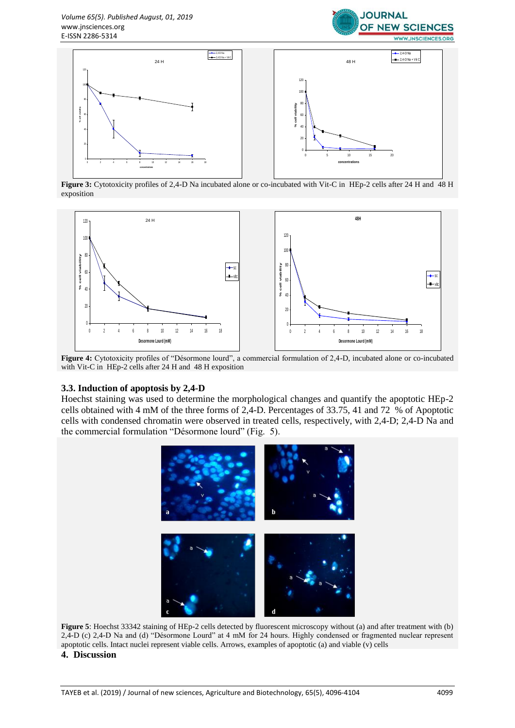**Figure 3:** Cytotoxicity profiles of 2,4-D Na incubated alone or co-incubated with Vit-C in HEp-2 cells after 24 H and 48 H exposition

**Figure 4:** Cytotoxicity profiles of "Désormone lourd", a commercial formulation of 2,4-D, incubated alone or co-incubated with Vit-C in HEp-2 cells after 24 H and 48 H exposition

### 3.3. Induction of apoptosis by 2,4-D

Hoechst staining was used to determine the morphological changes and quantify the apoptotic HEp-2 cells obtained with 4 mM of the three forms of 2,4-D. Percentages of 33.75, 41 and 72 % of Apoptotic cells with condensed chromatin were observed in treated cells, respectively, with 2,4-D; 2,4-D Na and the commercial formulation "Désormone lourd" (Fig. 5).

**Figure 5**: Hoechst 33342 staining of HEp-2 cells detected by fluorescent microscopy without (a) and after treatment with (b) 2,4-D (c) 2,4-D Na and (d) "Désormone Lourd" at 4 mM for 24 hours. Highly condensed or fragmented nuclear represent apoptotic cells. Intact nuclei represent viable cells. Arrows, examples of apoptotic (a) and viable (v) cells

## 4. Discussion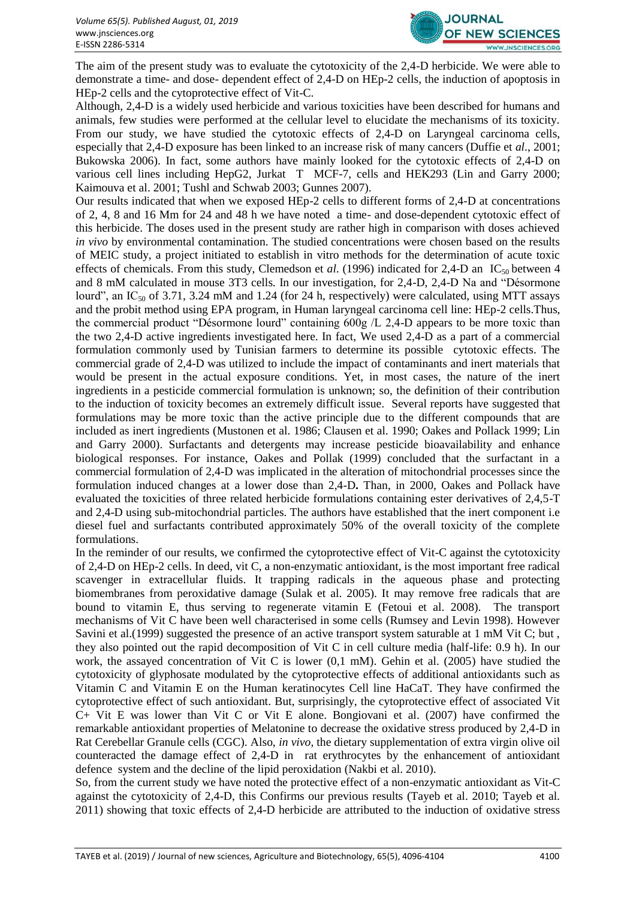The aim of the present study was to evaluate the cytotoxicity of the 2,4-D herbicide. We were able to demonstrate a time- and dose- dependent effect of 2,4-D on HEp-2 cells, the induction of apoptosis in HEp-2 cells and the cytoprotective effect of Vit-C.

Although, 2,4-D is a widely used herbicide and various toxicities have been described for humans and animals, few studies were performed at the cellular level to elucidate the mechanisms of its toxicity. From our study, we have studied the cytotoxic effects of 2,4-D on Laryngeal carcinoma cells, especially that 2,4-D exposure has been linked to an increase risk of many cancers (Duffie et *al*., 2001; Bukowska 2006). In fact, some authors have mainly looked for the cytotoxic effects of 2,4-D on various cell lines including HepG2, Jurkat T MCF-7, cells and HEK293 (Lin and Garry 2000; Kaimouva et al. 2001; Tushl and Schwab 2003; Gunnes 2007).

Our results indicated that when we exposed HEp-2 cells to different forms of 2,4-D at concentrations of 2, 4, 8 and 16 Mm for 24 and 48 h we have noted a time- and dose-dependent cytotoxic effect of this herbicide. The doses used in the present study are rather high in comparison with doses achieved *in vivo* by environmental contamination. The studied concentrations were chosen based on the results of MEIC study, a project initiated to establish in vitro methods for the determination of acute toxic effects of chemicals. From this study, Clemedson et *al.* (1996) indicated for 2,4-D an $IC_{50}$ between 4 and 8 mM calculated in mouse 3T3 cells. In our investigation, for 2,4-D, 2,4-D Na and "Désormone lourd", an $IC_{50}$ of 3.71, 3.24 mM and 1.24 (for 24 h, respectively) were calculated, using MTT assays and the probit method using EPA program, in Human laryngeal carcinoma cell line: HEp-2 cells.Thus, the commercial product "Désormone lourd" containing 600g /L 2,4-D appears to be more toxic than the two 2,4-D active ingredients investigated here. In fact, We used 2,4-D as a part of a commercial formulation commonly used by Tunisian farmers to determine its possible cytotoxic effects. The commercial grade of 2,4-D was utilized to include the impact of contaminants and inert materials that would be present in the actual exposure conditions. Yet, in most cases, the nature of the inert ingredients in a pesticide commercial formulation is unknown; so, the definition of their contribution to the induction of toxicity becomes an extremely difficult issue. Several reports have suggested that formulations may be more toxic than the active principle due to the different compounds that are included as inert ingredients (Mustonen et al. 1986; Clausen et al. 1990; Oakes and Pollack 1999; Lin and Garry 2000). Surfactants and detergents may increase pesticide bioavailability and enhance biological responses. For instance, Oakes and Pollak (1999) concluded that the surfactant in a commercial formulation of 2,4-D was implicated in the alteration of mitochondrial processes since the formulation induced changes at a lower dose than 2,4-D**.** Than, in 2000, Oakes and Pollack have evaluated the toxicities of three related herbicide formulations containing ester derivatives of 2,4,5-T and 2,4-D using sub-mitochondrial particles. The authors have established that the inert component i.e diesel fuel and surfactants contributed approximately 50% of the overall toxicity of the complete formulations.

In the reminder of our results, we confirmed the cytoprotective effect of Vit-C against the cytotoxicity of 2,4-D on HEp-2 cells. In deed, vit C, a non-enzymatic antioxidant, is the most important free radical scavenger in extracellular fluids. It trapping radicals in the aqueous phase and protecting biomembranes from peroxidative damage (Sulak et al. 2005). It may remove free radicals that are bound to vitamin E, thus serving to regenerate vitamin E (Fetoui et al. 2008). The transport mechanisms of Vit C have been well characterised in some cells (Rumsey and Levin 1998). However Savini et al.(1999) suggested the presence of an active transport system saturable at 1 mM Vit C; but , they also pointed out the rapid decomposition of Vit C in cell culture media (half-life: 0.9 h). In our work, the assayed concentration of Vit C is lower (0,1 mM). Gehin et al. (2005) have studied the cytotoxicity of glyphosate modulated by the cytoprotective effects of additional antioxidants such as Vitamin C and Vitamin E on the Human keratinocytes Cell line HaCaT. They have confirmed the cytoprotective effect of such antioxidant. But, surprisingly, the cytoprotective effect of associated Vit C+ Vit E was lower than Vit C or Vit E alone. Bongiovani et al. (2007) have confirmed the remarkable antioxidant properties of Melatonine to decrease the oxidative stress produced by 2,4-D in Rat Cerebellar Granule cells (CGC). Also, *in vivo*, the dietary supplementation of extra virgin olive oil counteracted the damage effect of 2,4-D in rat erythrocytes by the enhancement of antioxidant defence system and the decline of the lipid peroxidation (Nakbi et al. 2010).

So, from the current study we have noted the protective effect of a non-enzymatic antioxidant as Vit-C against the cytotoxicity of 2,4-D, this Confirms our previous results (Tayeb et al. 2010; Tayeb et al. 2011) showing that toxic effects of 2,4-D herbicide are attributed to the induction of oxidative stress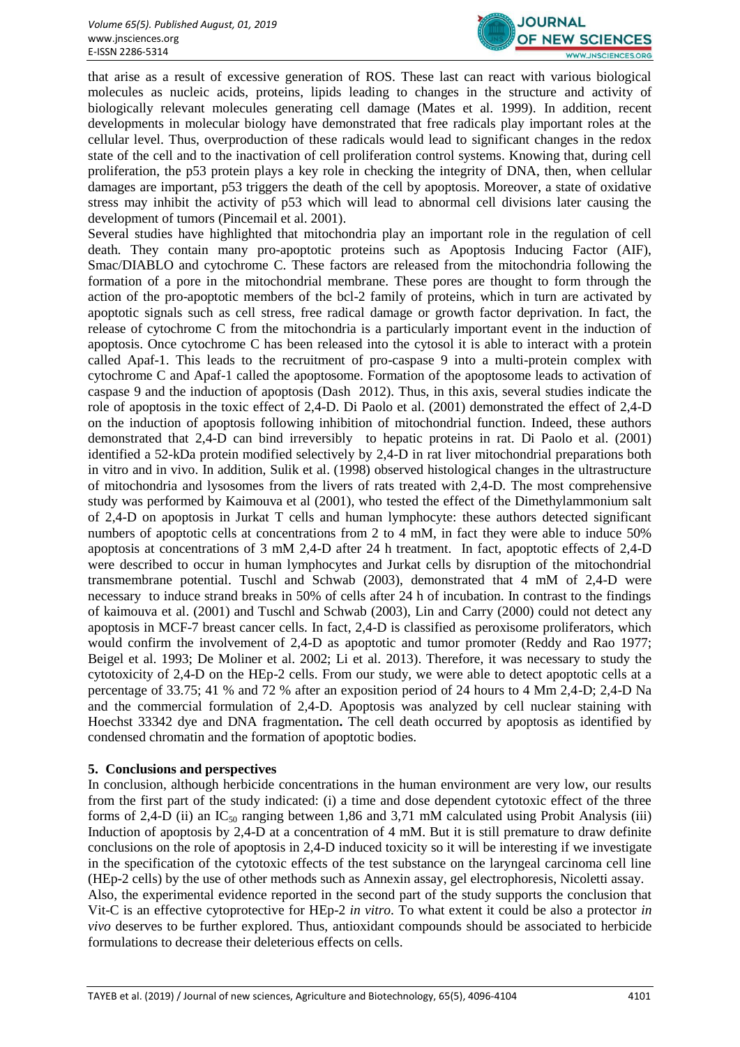that arise as a result of excessive generation of ROS. These last can react with various biological molecules as nucleic acids, proteins, lipids leading to changes in the structure and activity of biologically relevant molecules generating cell damage (Mates et al. 1999). In addition, recent developments in molecular biology have demonstrated that free radicals play important roles at the cellular level. Thus, overproduction of these radicals would lead to significant changes in the redox state of the cell and to the inactivation of cell proliferation control systems. Knowing that, during cell proliferation, the p53 protein plays a key role in checking the integrity of DNA, then, when cellular damages are important, p53 triggers the death of the cell by apoptosis. Moreover, a state of oxidative stress may inhibit the activity of p53 which will lead to abnormal cell divisions later causing the development of tumors (Pincemail et al. 2001).

Several studies have highlighted that mitochondria play an important role in the regulation of cell death. They contain many pro-apoptotic proteins such as Apoptosis Inducing Factor (AIF), Smac/DIABLO and cytochrome C. These factors are released from the mitochondria following the formation of a pore in the mitochondrial membrane. These pores are thought to form through the action of the pro-apoptotic members of the bcl-2 family of proteins, which in turn are activated by apoptotic signals such as cell stress, free radical damage or growth factor deprivation. In fact, the release of cytochrome C from the mitochondria is a particularly important event in the induction of apoptosis. Once cytochrome C has been released into the cytosol it is able to interact with a protein called Apaf-1. This leads to the recruitment of pro-caspase 9 into a multi-protein complex with cytochrome C and Apaf-1 called the apoptosome. Formation of the apoptosome leads to activation of caspase 9 and the induction of apoptosis (Dash 2012). Thus, in this axis, several studies indicate the role of apoptosis in the toxic effect of 2,4-D. Di Paolo et al. (2001) demonstrated the effect of 2,4-D on the induction of apoptosis following inhibition of mitochondrial function. Indeed, these authors demonstrated that 2,4-D can bind irreversibly to hepatic proteins in rat. Di Paolo et al. (2001) identified a 52-kDa protein modified selectively by 2,4-D in rat liver mitochondrial preparations both in vitro and in vivo. In addition, Sulik et al. (1998) observed histological changes in the ultrastructure of mitochondria and lysosomes from the livers of rats treated with 2,4-D. The most comprehensive study was performed by Kaimouva et al (2001), who tested the effect of the Dimethylammonium salt of 2,4-D on apoptosis in Jurkat T cells and human lymphocyte: these authors detected significant numbers of apoptotic cells at concentrations from 2 to 4 mM, in fact they were able to induce 50% apoptosis at concentrations of 3 mM 2,4-D after 24 h treatment. In fact, apoptotic effects of 2,4-D were described to occur in human lymphocytes and Jurkat cells by disruption of the mitochondrial transmembrane potential. Tuschl and Schwab (2003), demonstrated that 4 mM of 2,4-D were necessary to induce strand breaks in 50% of cells after 24 h of incubation. In contrast to the findings of kaimouva et al. (2001) and Tuschl and Schwab (2003), Lin and Carry (2000) could not detect any apoptosis in MCF-7 breast cancer cells. In fact, 2,4-D is classified as peroxisome proliferators, which would confirm the involvement of 2,4-D as apoptotic and tumor promoter (Reddy and Rao 1977; Beigel et al. 1993; De Moliner et al. 2002; Li et al. 2013). Therefore, it was necessary to study the cytotoxicity of 2,4-D on the HEp-2 cells. From our study, we were able to detect apoptotic cells at a percentage of 33.75; 41 % and 72 % after an exposition period of 24 hours to 4 Mm 2,4-D; 2,4-D Na and the commercial formulation of 2,4-D. Apoptosis was analyzed by cell nuclear staining with Hoechst 33342 dye and DNA fragmentation**.** The cell death occurred by apoptosis as identified by condensed chromatin and the formation of apoptotic bodies.

## 5. Conclusions and perspectives

In conclusion, although herbicide concentrations in the human environment are very low, our results from the first part of the study indicated: (i) a time and dose dependent cytotoxic effect of the three forms of 2,4-D (ii) an $IC_{50}$ ranging between 1,86 and 3,71 mM calculated using Probit Analysis (iii) Induction of apoptosis by 2,4-D at a concentration of 4 mM. But it is still premature to draw definite conclusions on the role of apoptosis in 2,4-D induced toxicity so it will be interesting if we investigate in the specification of the cytotoxic effects of the test substance on the laryngeal carcinoma cell line (HEp-2 cells) by the use of other methods such as Annexin assay, gel electrophoresis, Nicoletti assay.

Also, the experimental evidence reported in the second part of the study supports the conclusion that Vit-C is an effective cytoprotective for HEp-2 *in vitro*. To what extent it could be also a protector *in vivo* deserves to be further explored. Thus, antioxidant compounds should be associated to herbicide formulations to decrease their deleterious effects on cells.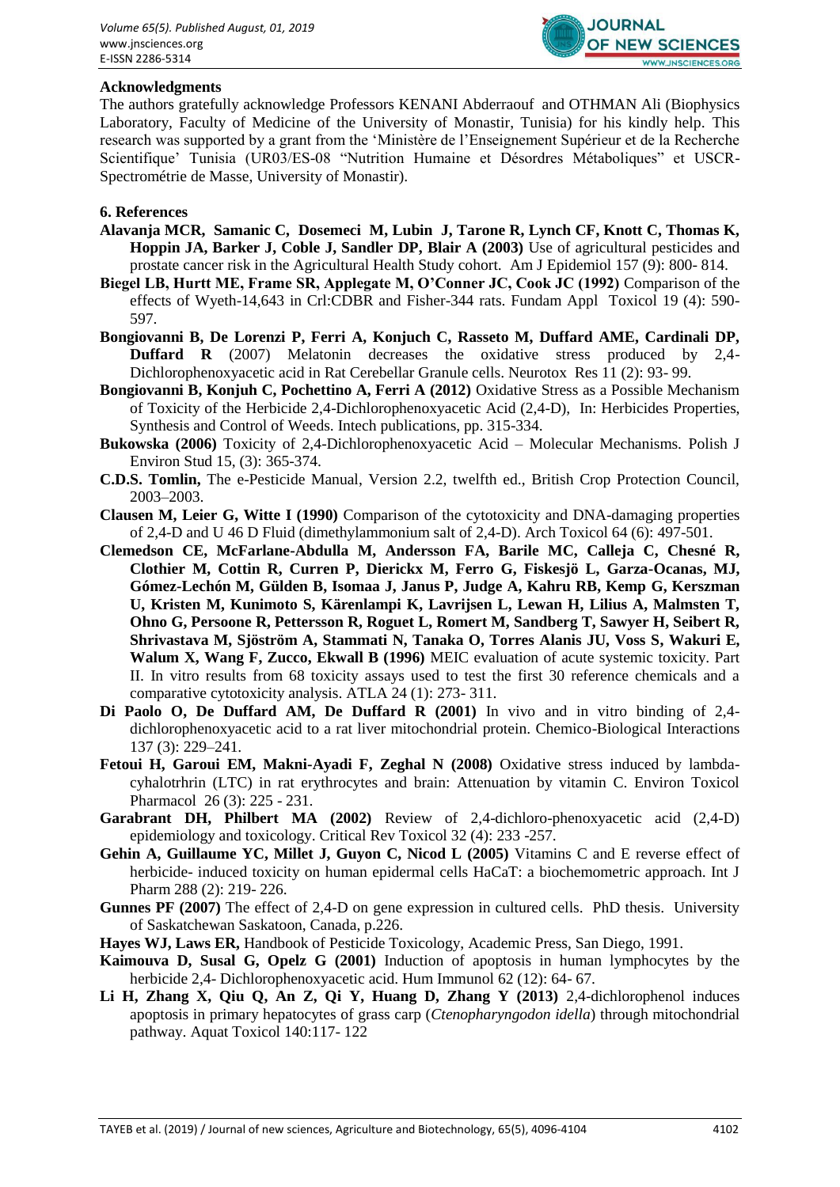**Acknowledgments**

The authors gratefully acknowledge Professors KENANI Abderraouf and OTHMAN Ali (Biophysics Laboratory, Faculty of Medicine of the University of Monastir, Tunisia) for his kindly help. This research was supported by a grant from the 'Ministère de l'Enseignement Supérieur et de la Recherche Scientifique' Tunisia (UR03/ES-08 "Nutrition Humaine et Désordres Métaboliques" et USCR-Spectrométrie de Masse, University of Monastir).

## 6. References

**Alavanja MCR, Samanic C, Dosemeci M, Lubin J, Tarone R, Lynch CF, Knott C, Thomas K, Hoppin JA, Barker J, Coble J, Sandler DP, Blair A (2003)** Use of agricultural pesticides and prostate cancer risk in the Agricultural Health Study cohort. Am J Epidemiol 157 (9): 800- 814.

**Biegel LB, Hurtt ME, Frame SR, Applegate M, O'Conner JC, Cook JC (1992)** Comparison of the effects of Wyeth-14,643 in Crl:CDBR and Fisher-344 rats. Fundam Appl Toxicol 19 (4): 590-597.

**Bongiovanni B, De Lorenzi P, Ferri A, Konjuch C, Rasseto M, Duffard AME, Cardinali DP, Duffard R** (2007) Melatonin decreases the oxidative stress produced by 2,4-Dichlorophenoxyacetic acid in Rat Cerebellar Granule cells. Neurotox Res 11 (2): 93- 99.

**Bongiovanni B, Konjuh C, Pochettino A, Ferri A (2012)** Oxidative Stress as a Possible Mechanism of Toxicity of the Herbicide 2,4-Dichlorophenoxyacetic Acid (2,4-D), In: Herbicides Properties, Synthesis and Control of Weeds. Intech publications, pp. 315-334.

**Bukowska (2006)** Toxicity of 2,4-Dichlorophenoxyacetic Acid – Molecular Mechanisms. Polish J Environ Stud 15, (3): 365-374.

**C.D.S. Tomlin,** The e-Pesticide Manual, Version 2.2, twelfth ed., British Crop Protection Council, 2003–2003.

**Clausen M, Leier G, Witte I (1990)** Comparison of the cytotoxicity and DNA-damaging properties of 2,4-D and U 46 D Fluid (dimethylammonium salt of 2,4-D). Arch Toxicol 64 (6): 497-501.

**Clemedson CE, McFarlane-Abdulla M, Andersson FA, Barile MC, Calleja C, Chesné R, Clothier M, Cottin R, Curren P, Dierickx M, Ferro G, Fiskesjö L, Garza-Ocanas, MJ, Gómez-Lechón M, Gülden B, Isomaa J, Janus P, Judge A, Kahru RB, Kemp G, Kerszman U, Kristen M, Kunimoto S, Kärenlampi K, Lavrijsen L, Lewan H, Lilius A, Malmsten T, Ohno G, Persoone R, Pettersson R, Roguet L, Romert M, Sandberg T, Sawyer H, Seibert R, Shrivastava M, Sjöström A, Stammati N, Tanaka O, Torres Alanis JU, Voss S, Wakuri E, Walum X, Wang F, Zucco, Ekwall B (1996)** MEIC evaluation of acute systemic toxicity. Part II. In vitro results from 68 toxicity assays used to test the first 30 reference chemicals and a comparative cytotoxicity analysis. ATLA 24 (1): 273- 311.

**Di Paolo O, De Duffard AM, De Duffard R (2001)** In vivo and in vitro binding of 2,4-dichlorophenoxyacetic acid to a rat liver mitochondrial protein. Chemico-Biological Interactions 137 (3): 229–241.

**Fetoui H, Garoui EM, Makni-Ayadi F, Zeghal N (2008)** Oxidative stress induced by lambda-cyhalotrhrin (LTC) in rat erythrocytes and brain: Attenuation by vitamin C. Environ Toxicol Pharmacol 26 (3): 225 - 231.

**Garabrant DH, Philbert MA (2002)** Review of 2,4-dichloro-phenoxyacetic acid (2,4-D) epidemiology and toxicology. Critical Rev Toxicol 32 (4): 233 -257.

**Gehin A, Guillaume YC, Millet J, Guyon C, Nicod L (2005)** Vitamins C and E reverse effect of herbicide- induced toxicity on human epidermal cells HaCaT: a biochemometric approach. Int J Pharm 288 (2): 219- 226.

**Gunnes PF (2007)** The effect of 2,4-D on gene expression in cultured cells. PhD thesis. University of Saskatchewan Saskatoon, Canada, p.226.

**Hayes WJ, Laws ER,** Handbook of Pesticide Toxicology, Academic Press, San Diego, 1991.

**Kaimouva D, Susal G, Opelz G (2001)** Induction of apoptosis in human lymphocytes by the herbicide 2,4- Dichlorophenoxyacetic acid. Hum Immunol 62 (12): 64- 67.

**Li H, Zhang X, Qiu Q, An Z, Qi Y, Huang D, Zhang Y (2013)** 2,4-dichlorophenol induces apoptosis in primary hepatocytes of grass carp (*Ctenopharyngodon idella*) through mitochondrial pathway. Aquat Toxicol 140:117- 122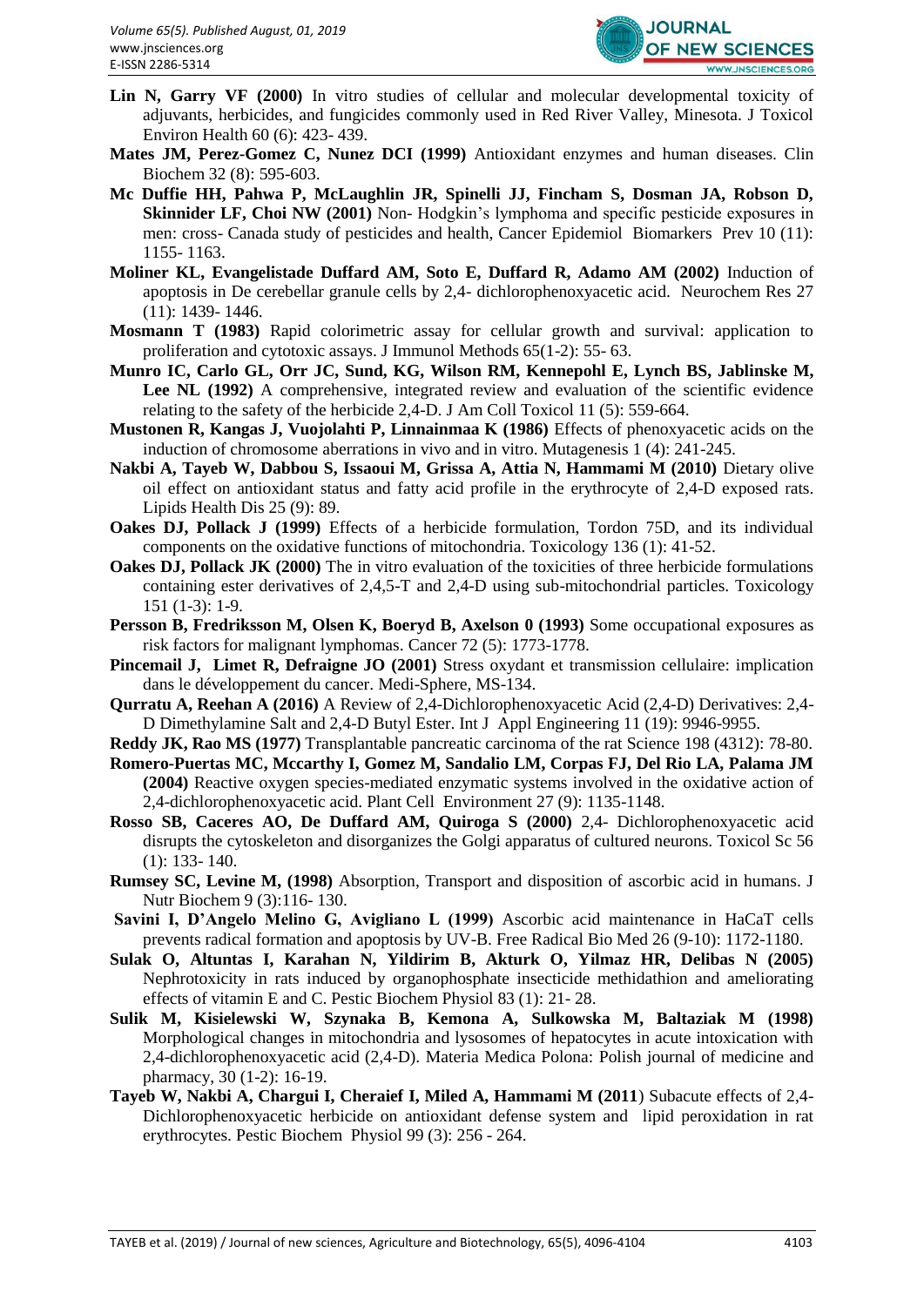**Lin N, Garry VF (2000)** In vitro studies of cellular and molecular developmental toxicity of adjuvants, herbicides, and fungicides commonly used in Red River Valley, Minesota. J Toxicol Environ Health 60 (6): 423- 439.

**Mates JM, Perez-Gomez C, Nunez DCI (1999)** Antioxidant enzymes and human diseases. Clin Biochem 32 (8): 595-603.

**Mc Duffie HH, Pahwa P, McLaughlin JR, Spinelli JJ, Fincham S, Dosman JA, Robson D, Skinnider LF, Choi NW (2001)** Non- Hodgkin's lymphoma and specific pesticide exposures in men: cross- Canada study of pesticides and health, Cancer Epidemiol Biomarkers Prev 10 (11): 1155- 1163.

**Moliner KL, Evangelistade Duffard AM, Soto E, Duffard R, Adamo AM (2002)** Induction of apoptosis in De cerebellar granule cells by 2,4- dichlorophenoxyacetic acid. Neurochem Res 27 (11): 1439- 1446.

**Mosmann T (1983)** Rapid colorimetric assay for cellular growth and survival: application to proliferation and cytotoxic assays. J Immunol Methods 65(1-2): 55- 63.

**Munro IC, Carlo GL, Orr JC, Sund, KG, Wilson RM, Kennepohl E, Lynch BS, Jablinske M, Lee NL (1992)** A comprehensive, integrated review and evaluation of the scientific evidence relating to the safety of the herbicide 2,4-D. J Am Coll Toxicol 11 (5): 559-664.

**Mustonen R, Kangas J, Vuojolahti P, Linnainmaa K (1986)** Effects of phenoxyacetic acids on the induction of chromosome aberrations in vivo and in vitro. Mutagenesis 1 (4): 241-245.

**Nakbi A, Tayeb W, Dabbou S, Issaoui M, Grissa A, Attia N, Hammami M (2010)** Dietary olive oil effect on antioxidant status and fatty acid profile in the erythrocyte of 2,4-D exposed rats. Lipids Health Dis 25 (9): 89.

**Oakes DJ, Pollack J (1999)** Effects of a herbicide formulation, Tordon 75D, and its individual components on the oxidative functions of mitochondria. Toxicology 136 (1): 41-52.

**Oakes DJ, Pollack JK (2000)** The in vitro evaluation of the toxicities of three herbicide formulations containing ester derivatives of 2,4,5-T and 2,4-D using sub-mitochondrial particles. Toxicology 151 (1-3): 1-9.

**Persson B, Fredriksson M, Olsen K, Boeryd B, Axelson 0 (1993)** Some occupational exposures as risk factors for malignant lymphomas. Cancer 72 (5): 1773-1778.

**Pincemail J, Limet R, Defraigne JO (2001)** Stress oxydant et transmission cellulaire: implication dans le développement du cancer. Medi-Sphere, MS-134.

**Qurratu A, Reehan A (2016)** A Review of 2,4-Dichlorophenoxyacetic Acid (2,4-D) Derivatives: 2,4-D Dimethylamine Salt and 2,4-D Butyl Ester. Int J Appl Engineering 11 (19): 9946-9955.

**Reddy JK, Rao MS (1977)** Transplantable pancreatic carcinoma of the rat Science 198 (4312): 78-80.

**Romero-Puertas MC, Mccarthy I, Gomez M, Sandalio LM, Corpas FJ, Del Rio LA, Palama JM (2004)** Reactive oxygen species-mediated enzymatic systems involved in the oxidative action of 2,4-dichlorophenoxyacetic acid. Plant Cell Environment 27 (9): 1135-1148.

**Rosso SB, Caceres AO, De Duffard AM, Quiroga S (2000)** 2,4- Dichlorophenoxyacetic acid disrupts the cytoskeleton and disorganizes the Golgi apparatus of cultured neurons. Toxicol Sc 56 (1): 133- 140.

**Rumsey SC, Levine M, (1998)** Absorption, Transport and disposition of ascorbic acid in humans. J Nutr Biochem 9 (3):116- 130.

**Savini I, D'Angelo Melino G, Avigliano L (1999)** Ascorbic acid maintenance in HaCaT cells prevents radical formation and apoptosis by UV-B. Free Radical Bio Med 26 (9-10): 1172-1180.

**Sulak O, Altuntas I, Karahan N, Yildirim B, Akturk O, Yilmaz HR, Delibas N (2005)** Nephrotoxicity in rats induced by organophosphate insecticide methidathion and ameliorating effects of vitamin E and C. Pestic Biochem Physiol 83 (1): 21- 28.

**Sulik M, Kisielewski W, Szynaka B, Kemona A, Sulkowska M, Baltaziak M (1998)** Morphological changes in mitochondria and lysosomes of hepatocytes in acute intoxication with 2,4-dichlorophenoxyacetic acid (2,4-D). Materia Medica Polona: Polish journal of medicine and pharmacy, 30 (1-2): 16-19.

**Tayeb W, Nakbi A, Chargui I, Cheraief I, Miled A, Hammami M (2011)** Subacute effects of 2,4-Dichlorophenoxyacetic herbicide on antioxidant defense system and lipid peroxidation in rat erythrocytes. Pestic Biochem Physiol 99 (3): 256 - 264.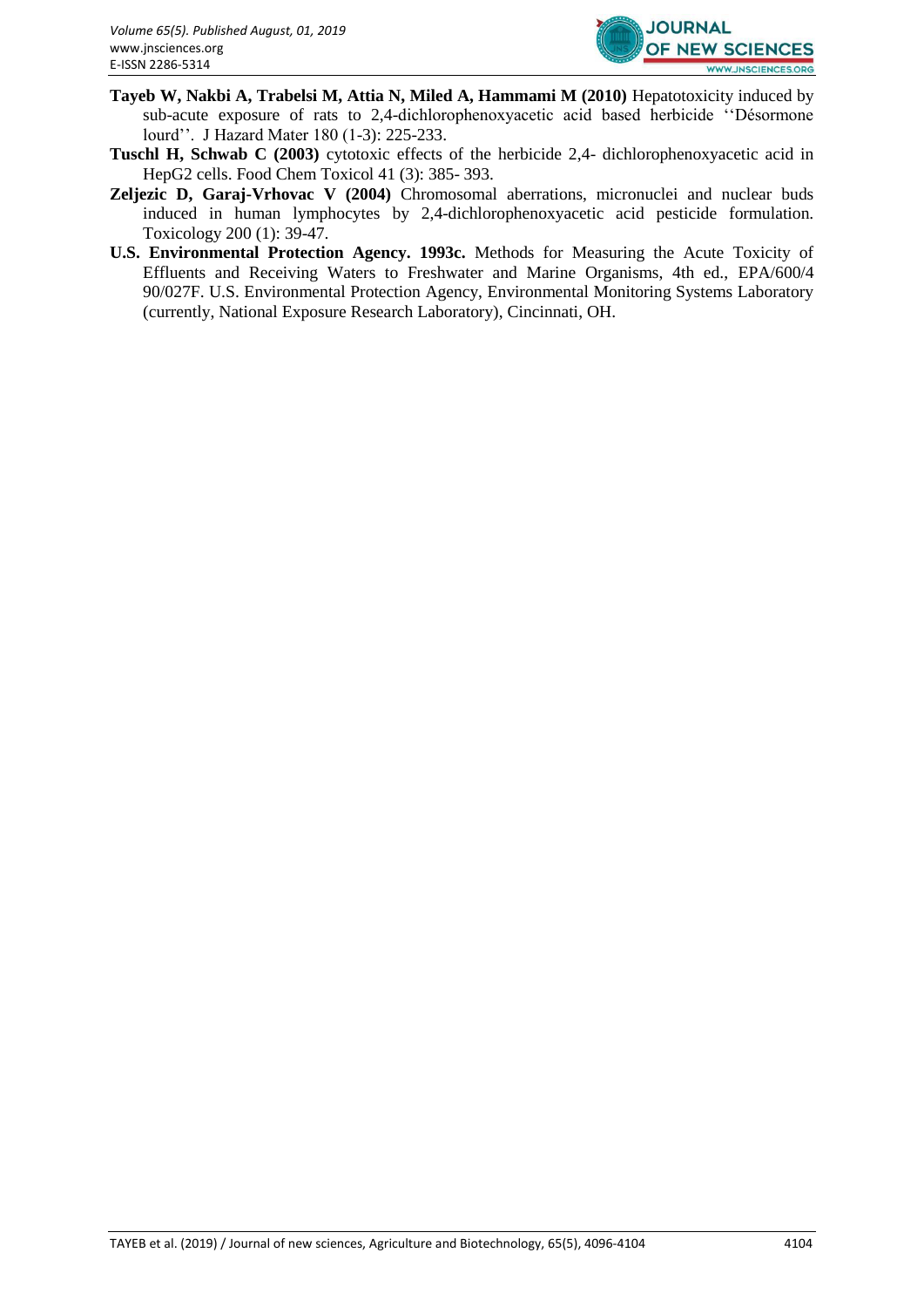**Tayeb W, Nakbi A, Trabelsi M, Attia N, Miled A, Hammami M (2010)** Hepatotoxicity induced by sub-acute exposure of rats to 2,4-dichlorophenoxyacetic acid based herbicide ''Désormone lourd''. J Hazard Mater 180 (1-3): 225-233.

**Tuschl H, Schwab C (2003)** cytotoxic effects of the herbicide 2,4- dichlorophenoxyacetic acid in HepG2 cells. Food Chem Toxicol 41 (3): 385- 393.

**Zeljezic D, Garaj-Vrhovac V (2004)** Chromosomal aberrations, micronuclei and nuclear buds induced in human lymphocytes by 2,4-dichlorophenoxyacetic acid pesticide formulation. Toxicology 200 (1): 39-47.

**U.S. Environmental Protection Agency. 1993c.** Methods for Measuring the Acute Toxicity of Effluents and Receiving Waters to Freshwater and Marine Organisms, 4th ed., EPA/600/4 90/027F. U.S. Environmental Protection Agency, Environmental Monitoring Systems Laboratory (currently, National Exposure Research Laboratory), Cincinnati, OH.